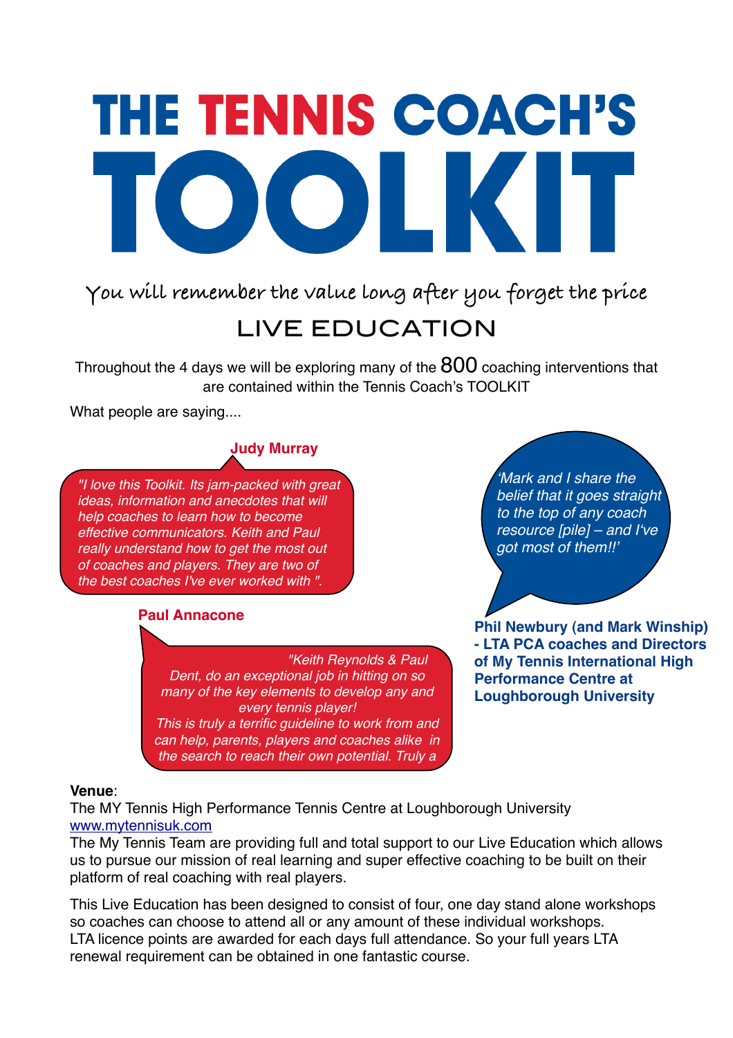# THE TENNIS COACH'S TOOLKIT

*You will remember the value long after you forget the price*

## LIVE EDUCATION

Throughout the 4 days we will be exploring many of the 800 coaching interventions that are contained within the Tennis Coach's TOOLKIT

What people are saying....

**Judy Murray**

*"I love this Toolkit. Its jam-packed with great ideas, information and anecdotes that will help coaches to learn how to become effective communicators. Keith and Paul really understand how to get the most out of coaches and players. They are two of the best coaches I've ever worked with ".*

**Paul Annacone**

*"Keith Reynolds & Paul Dent, do an exceptional job in hitting on so many of the key elements to develop any and every tennis player! This is truly a terrific guideline to work from and can help, parents, players and coaches alike in the search to reach their own potential. Truly a*

*'Mark and I share the belief that it goes straight to the top of any coach resource [pile] – and I've got most of them!!'*

**Phil Newbury (and Mark Winship) - LTA PCA coaches and Directors of My Tennis International High Performance Centre at Loughborough University**

**Venue**:
The MY Tennis High Performance Tennis Centre at Loughborough University
www.mytennisuk.com
The My Tennis Team are providing full and total support to our Live Education which allows us to pursue our mission of real learning and super effective coaching to be built on their platform of real coaching with real players.

This Live Education has been designed to consist of four, one day stand alone workshops so coaches can choose to attend all or any amount of these individual workshops. LTA licence points are awarded for each days full attendance. So your full years LTA renewal requirement can be obtained in one fantastic course.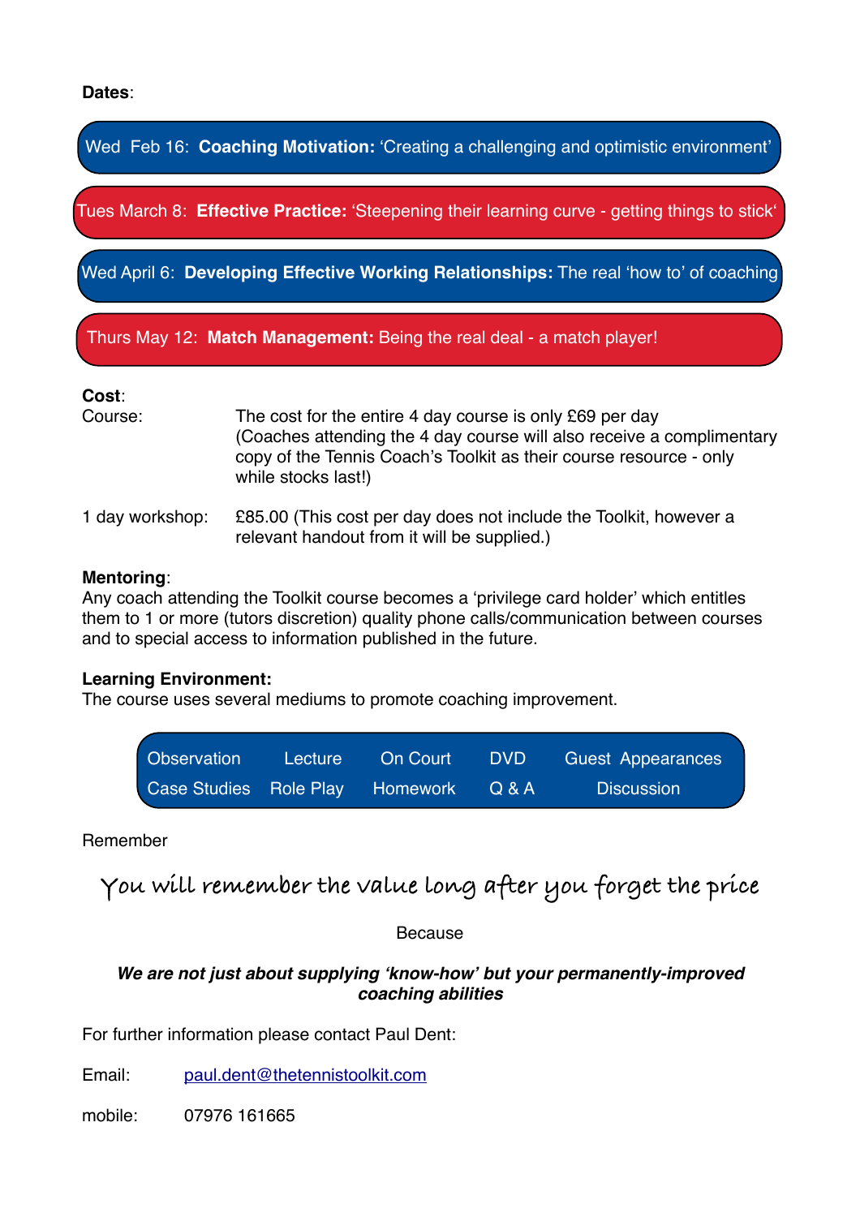**Dates**:

Wed  Feb 16:  **Coaching Motivation:** 'Creating a challenging and optimistic environment'

Tues March 8:  **Effective Practice:** 'Steepening their learning curve - getting things to stick'

Wed April 6:  **Developing Effective Working Relationships:** The real 'how to' of coaching

Thurs May 12:  **Match Management:** Being the real deal - a match player!

**Cost**:

| | |
|---|---|
| Course: | The cost for the entire 4 day course is only £69 per day (Coaches attending the 4 day course will also receive a complimentary copy of the Tennis Coach's Toolkit as their course resource - only while stocks last!) |
| 1 day workshop: | £85.00 (This cost per day does not include the Toolkit, however a relevant handout from it will be supplied.) |

**Mentoring**:
Any coach attending the Toolkit course becomes a 'privilege card holder' which entitles them to 1 or more (tutors discretion) quality phone calls/communication between courses and to special access to information published in the future.

**Learning Environment:**
The course uses several mediums to promote coaching improvement.

| | | | | |
|---|---|---|---|---|
| Observation | Lecture | On Court | DVD | Guest Appearances |
| Case Studies | Role Play | Homework | Q & A | Discussion |

Remember

You will remember the value long after you forget the price

Because

***We are not just about supplying 'know-how' but your permanently-improved coaching abilities***

For further information please contact Paul Dent:

Email: paul.dent@thetennistoolkit.com

mobile: 07976 161665